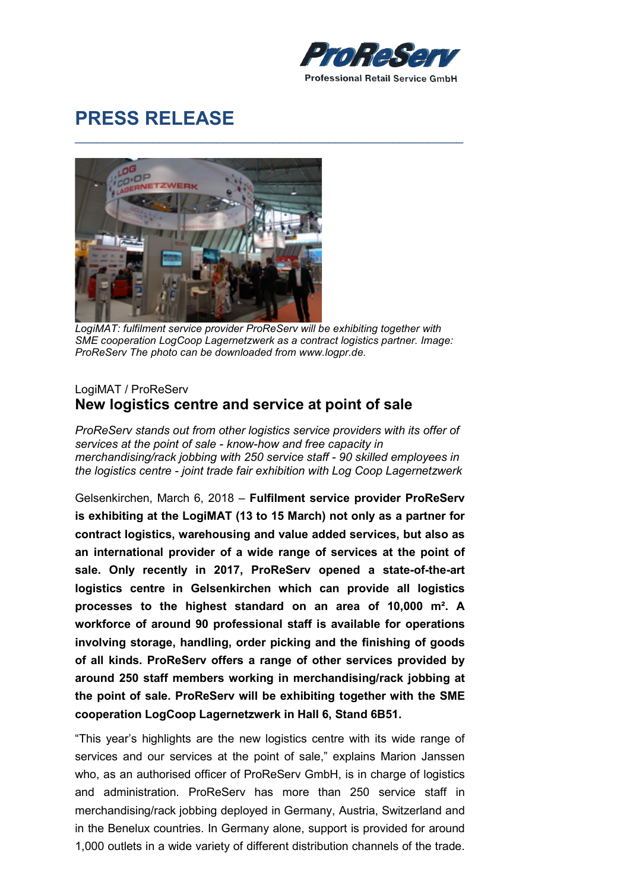ProReServ
Professional Retail Service GmbH

# PRESS RELEASE

*LogiMAT: fulfilment service provider ProReServ will be exhibiting together with SME cooperation LogCoop Lagernetzwerk as a contract logistics partner. Image: ProReServ The photo can be downloaded from www.logpr.de.*

LogiMAT / ProReServ

## New logistics centre and service at point of sale

*ProReServ stands out from other logistics service providers with its offer of services at the point of sale - know-how and free capacity in merchandising/rack jobbing with 250 service staff - 90 skilled employees in the logistics centre - joint trade fair exhibition with Log Coop Lagernetzwerk*

Gelsenkirchen, March 6, 2018 – **Fulfilment service provider ProReServ is exhibiting at the LogiMAT (13 to 15 March) not only as a partner for contract logistics, warehousing and value added services, but also as an international provider of a wide range of services at the point of sale. Only recently in 2017, ProReServ opened a state-of-the-art logistics centre in Gelsenkirchen which can provide all logistics processes to the highest standard on an area of 10,000 m². A workforce of around 90 professional staff is available for operations involving storage, handling, order picking and the finishing of goods of all kinds. ProReServ offers a range of other services provided by around 250 staff members working in merchandising/rack jobbing at the point of sale. ProReServ will be exhibiting together with the SME cooperation LogCoop Lagernetzwerk in Hall 6, Stand 6B51.**

"This year's highlights are the new logistics centre with its wide range of services and our services at the point of sale," explains Marion Janssen who, as an authorised officer of ProReServ GmbH, is in charge of logistics and administration. ProReServ has more than 250 service staff in merchandising/rack jobbing deployed in Germany, Austria, Switzerland and in the Benelux countries. In Germany alone, support is provided for around 1,000 outlets in a wide variety of different distribution channels of the trade.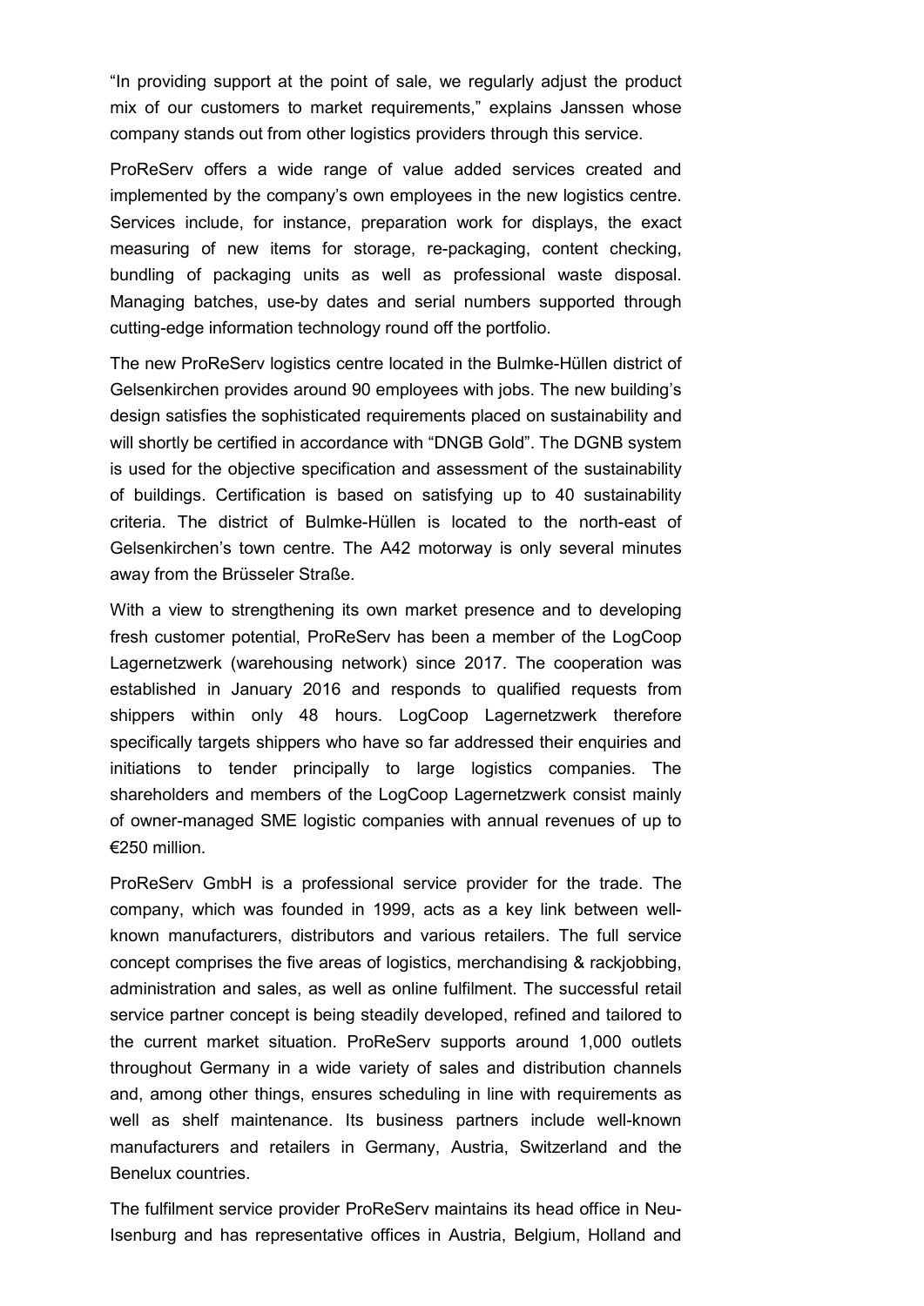"In providing support at the point of sale, we regularly adjust the product mix of our customers to market requirements," explains Janssen whose company stands out from other logistics providers through this service.

ProReServ offers a wide range of value added services created and implemented by the company's own employees in the new logistics centre. Services include, for instance, preparation work for displays, the exact measuring of new items for storage, re-packaging, content checking, bundling of packaging units as well as professional waste disposal. Managing batches, use-by dates and serial numbers supported through cutting-edge information technology round off the portfolio.

The new ProReServ logistics centre located in the Bulmke-Hüllen district of Gelsenkirchen provides around 90 employees with jobs. The new building's design satisfies the sophisticated requirements placed on sustainability and will shortly be certified in accordance with "DNGB Gold". The DGNB system is used for the objective specification and assessment of the sustainability of buildings. Certification is based on satisfying up to 40 sustainability criteria. The district of Bulmke-Hüllen is located to the north-east of Gelsenkirchen's town centre. The A42 motorway is only several minutes away from the Brüsseler Straße.

With a view to strengthening its own market presence and to developing fresh customer potential, ProReServ has been a member of the LogCoop Lagernetzwerk (warehousing network) since 2017. The cooperation was established in January 2016 and responds to qualified requests from shippers within only 48 hours. LogCoop Lagernetzwerk therefore specifically targets shippers who have so far addressed their enquiries and initiations to tender principally to large logistics companies. The shareholders and members of the LogCoop Lagernetzwerk consist mainly of owner-managed SME logistic companies with annual revenues of up to €250 million.

ProReServ GmbH is a professional service provider for the trade. The company, which was founded in 1999, acts as a key link between well-known manufacturers, distributors and various retailers. The full service concept comprises the five areas of logistics, merchandising & rackjobbing, administration and sales, as well as online fulfilment. The successful retail service partner concept is being steadily developed, refined and tailored to the current market situation. ProReServ supports around 1,000 outlets throughout Germany in a wide variety of sales and distribution channels and, among other things, ensures scheduling in line with requirements as well as shelf maintenance. Its business partners include well-known manufacturers and retailers in Germany, Austria, Switzerland and the Benelux countries.

The fulfilment service provider ProReServ maintains its head office in Neu-Isenburg and has representative offices in Austria, Belgium, Holland and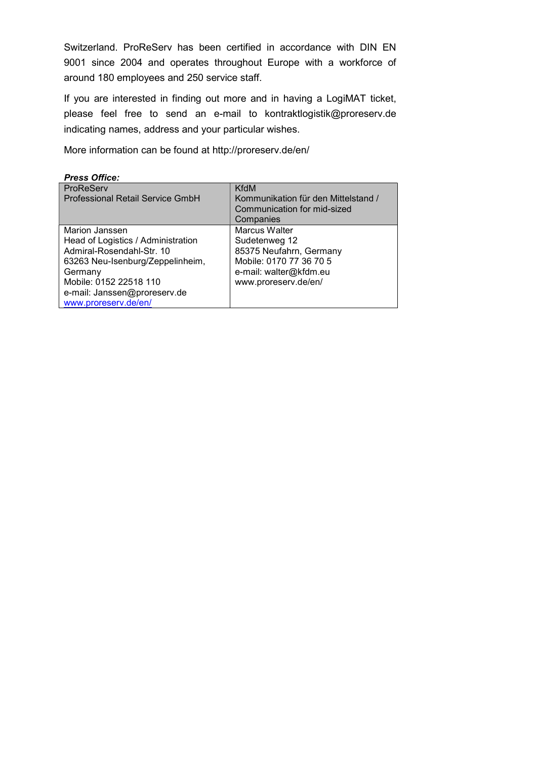Switzerland. ProReServ has been certified in accordance with DIN EN 9001 since 2004 and operates throughout Europe with a workforce of around 180 employees and 250 service staff.

If you are interested in finding out more and in having a LogiMAT ticket, please feel free to send an e-mail to kontraktlogistik@proreserv.de indicating names, address and your particular wishes.

More information can be found at http://proreserv.de/en/

***Press Office:***

| ProReServ<br>Professional Retail Service GmbH | KfdM<br>Kommunikation für den Mittelstand / Communication for mid-sized Companies |
|---|---|
| Marion Janssen<br>Head of Logistics / Administration<br>Admiral-Rosendahl-Str. 10<br>63263 Neu-Isenburg/Zeppelinheim, Germany<br>Mobile: 0152 22518 110<br>e-mail: Janssen@proreserv.de<br>www.proreserv.de/en/ | Marcus Walter<br>Sudetenweg 12<br>85375 Neufahrn, Germany<br>Mobile: 0170 77 36 70 5<br>e-mail: walter@kfdm.eu<br>www.proreserv.de/en/ |